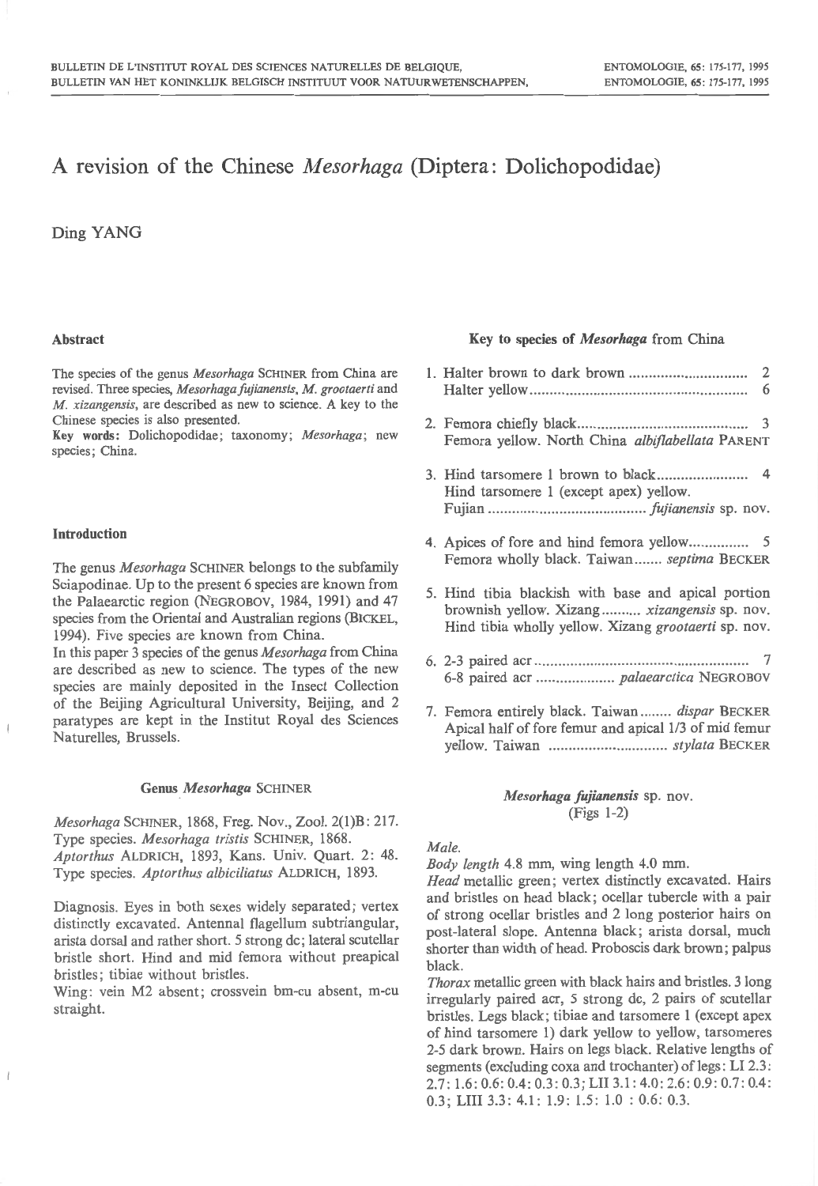# A revision of the Chinese *Mesorhaga* (Diptera: Dolichopodidae)

Ding YANG

## Abstract

The species of the genus *Mesorhaga* SCHINER from China are revised. Three species, *Mesorhaga fujianensis*, *M. grootaerti* and *M. xizangensis*, are described as new to science. A key to the Chinese species is also presented.

**Key words:** Dolichopodidae; taxonomy; *Mesorhaga*; new species; China.

## Introduction

The genus *Mesorhaga* SCHINER belongs to the subfamily Sciapodinae. Up to the present 6 species are known from the Palaearctic region (NEGROBOV, 1984, 1991) and 47 species from the Oriental and Australian regions (BICKEL, 1994). Five species are known from China.

In this paper 3 species of the genus *Mesorhaga* from China are described as new to science. The types of the new species are mainly deposited in the Insect Collection of the Beijing Agricultural University, Beijing, and 2 paratypes are kept in the Institut Royal des Sciences Naturelles, Brussels.

### Genus *Mesorhaga* SCHINER

*Mesorhaga* SCHINER, 1868, Freg. Nov., Zool. 2(1)B: 217. Type species. *Mesorhaga tristis* SCHINER, 1868.
*Aptorthus* ALDRICH, 1893, Kans. Univ. Quart. 2: 48. Type species. *Aptorthus albiciliatus* ALDRICH, 1893.

Diagnosis. Eyes in both sexes widely separated; vertex distinctly excavated. Antennal flagellum subtriangular, arista dorsal and rather short. 5 strong dc; lateral scutellar bristle short. Hind and mid femora without preapical bristles; tibiae without bristles.

Wing: vein M2 absent; crossvein bm-cu absent, m-cu straight.

### Key to species of *Mesorhaga* from China

1. Halter brown to dark brown .............................. 2
   Halter yellow .............................................................. 6

2. Femora chiefly black.............................................. 3
   Femora yellow. North China *albiflabellata* PARENT

3. Hind tarsomere 1 brown to black........................ 4
   Hind tarsomere 1 (except apex) yellow. Fujian ........................................ *fujianensis* sp. nov.

4. Apices of fore and hind femora yellow............... 5
   Femora wholly black. Taiwan....... *septima* BECKER

5. Hind tibia blackish with base and apical portion brownish yellow. Xizang.......... *xizangensis* sp. nov.
   Hind tibia wholly yellow. Xizang *grootaerti* sp. nov.

6. 2-3 paired acr ........................................................ 7
   6-8 paired acr .................... *palaearctica* NEGROBOV

7. Femora entirely black. Taiwan........ *dispar* BECKER
   Apical half of fore femur and apical 1/3 of mid femur yellow. Taiwan .............................. *stylata* BECKER

### *Mesorhaga fujianensis* sp. nov.
(Figs 1-2)

*Male.*

*Body length* 4.8 mm, wing length 4.0 mm.

*Head* metallic green; vertex distinctly excavated. Hairs and bristles on head black; ocellar tubercle with a pair of strong ocellar bristles and 2 long posterior hairs on post-lateral slope. Antenna black; arista dorsal, much shorter than width of head. Proboscis dark brown; palpus black.

*Thorax* metallic green with black hairs and bristles. 3 long irregularly paired acr, 5 strong dc, 2 pairs of scutellar bristles. Legs black; tibiae and tarsomere 1 (except apex of hind tarsomere 1) dark yellow to yellow, tarsomeres 2-5 dark brown. Hairs on legs black. Relative lengths of segments (excluding coxa and trochanter) of legs: LI 2.3: 2.7: 1.6: 0.6: 0.4: 0.3: 0.3; LII 3.1: 4.0: 2.6: 0.9: 0.7: 0.4: 0.3; LIII 3.3: 4.1: 1.9: 1.5: 1.0 : 0.6: 0.3.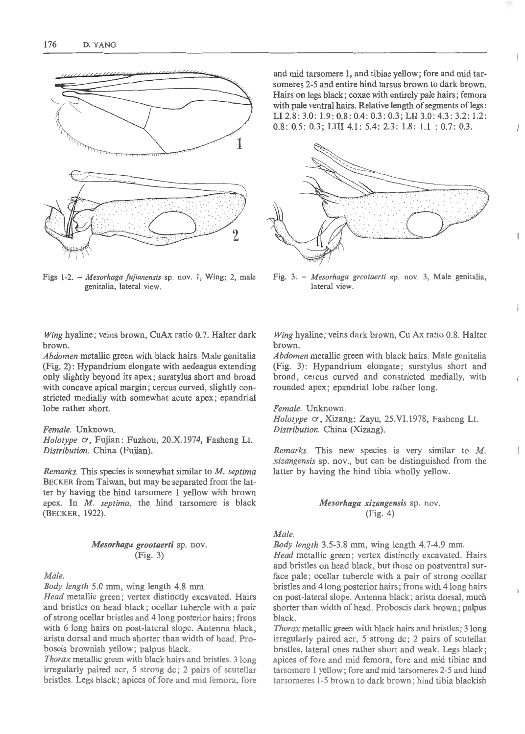Figs 1-2. – *Mesorhaga fujianensis* sp. nov. 1, Wing; 2, male genitalia, lateral view.

and mid tarsomere 1, and tibiae yellow; fore and mid tarsomeres 2-5 and entire hind tarsus brown to dark brown. Hairs on legs black; coxae with entirely pale hairs; femora with pale ventral hairs. Relative length of segments of legs: LI 2.8: 3.0: 1.9: 0.8: 0.4: 0.3: 0.3; LII 3.0: 4.3: 3.2: 1.2: 0.8: 0.5: 0.3; LIII 4.1: 5.4: 2.3: 1.8: 1.1 : 0.7: 0.3.

Fig. 3. – *Mesorhaga grootaerti* sp. nov. 3, Male genitalia, lateral view.

*Wing* hyaline; veins brown, CuAx ratio 0.7. Halter dark brown.

*Abdomen* metallic green with black hairs. Male genitalia (Fig. 2): Hypandrium elongate with aedeagus extending only slightly beyond its apex; surstylus short and broad with concave apical margin; cercus curved, slightly constricted medially with somewhat acute apex; epandrial lobe rather short.

*Female*. Unknown.

*Holotype* ♂, Fujian: Fuzhou, 20.X.1974, Fasheng LI.

*Distribution*. China (Fujian).

*Remarks*. This species is somewhat similar to *M. septima* BECKER from Taiwan, but may be separated from the latter by having the hind tarsomere 1 yellow with brown apex. In *M. septima*, the hind tarsomere is black (BECKER, 1922).

### *Mesorhaga grootaerti* sp. nov.
(Fig. 3)

*Male*.

*Body length* 5.0 mm, wing length 4.8 mm.

*Head* metallic green; vertex distinctly excavated. Hairs and bristles on head black; ocellar tubercle with a pair of strong ocellar bristles and 4 long posterior hairs; frons with 6 long hairs on post-lateral slope. Antenna black, arista dorsal and much shorter than width of head. Proboscis brownish yellow; palpus black.

*Thorax* metallic green with black hairs and bristles. 3 long irregularly paired acr, 5 strong dc; 2 pairs of scutellar bristles. Legs black; apices of fore and mid femora, fore and mid tarsomere 1, and tibiae yellow; fore and mid tarsomeres 2-5 and entire hind tarsus brown to dark brown.

*Wing* hyaline; veins dark brown, Cu Ax ratio 0.8. Halter brown.

*Abdomen* metallic green with black hairs. Male genitalia (Fig. 3): Hypandrium elongate; surstylus short and broad; cercus curved and constricted medially, with rounded apex; epandrial lobe rather long.

*Female*. Unknown.

*Holotype* ♂, Xizang: Zayu, 25.VI.1978, Fasheng LI.

*Distribution*. China (Xizang).

*Remarks*. This new species is very similar to *M. xizangensis* sp. nov., but can be distinguished from the latter by having the hind tibia wholly yellow.

### *Mesorhaga xizangensis* sp. nov.
(Fig. 4)

*Male*.

*Body length* 3.5-3.8 mm, wing length 4.7-4.9 mm.

*Head* metallic green; vertex distinctly excavated. Hairs and bristles on head black, but those on postventral surface pale; ocellar tubercle with a pair of strong ocellar bristles and 4 long posterior hairs; frons with 4 long hairs on post-lateral slope. Antenna black; arista dorsal, much shorter than width of head. Proboscis dark brown; palpus black.

*Thorax* metallic green with black hairs and bristles; 3 long irregularly paired acr, 5 strong dc; 2 pairs of scutellar bristles, lateral ones rather short and weak. Legs black; apices of fore and mid femora, fore and mid tibiae and tarsomere 1 yellow; fore and mid tarsomeres 2-5 and hind tarsomeres 1-5 brown to dark brown; hind tibia blackish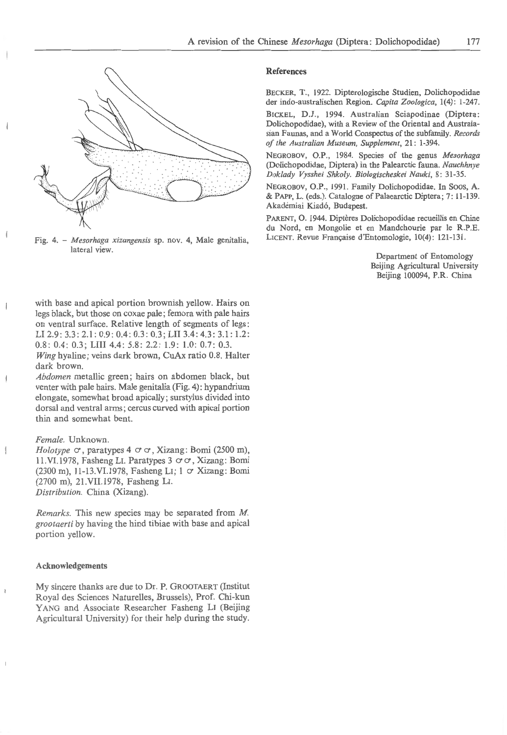Fig. 4. – *Mesorhaga xizangensis* sp. nov. 4, Male genitalia, lateral view.

with base and apical portion brownish yellow. Hairs on legs black, but those on coxae pale; femora with pale hairs on ventral surface. Relative length of segments of legs: LI 2.9: 3.3: 2.1: 0.9: 0.4: 0.3: 0.3; LII 3.4: 4.3: 3.1: 1.2: 0.8: 0.4: 0.3; LIII 4.4: 5.8: 2.2: 1.9: 1.0: 0.7: 0.3.

*Wing* hyaline; veins dark brown, CuAx ratio 0.8. Halter dark brown.

*Abdomen* metallic green; hairs on abdomen black, but venter with pale hairs. Male genitalia (Fig. 4): hypandrium elongate, somewhat broad apically; surstylus divided into dorsal and ventral arms; cercus curved with apical portion thin and somewhat bent.

*Female.* Unknown.

*Holotype* ♂, paratypes 4 ♂♂, Xizang: Bomi (2500 m), 11.VI.1978, Fasheng LI. Paratypes 3 ♂♂, Xizang: Bomi (2300 m), 11-13.VI.1978, Fasheng LI; 1 ♂ Xizang: Bomi (2700 m), 21.VII.1978, Fasheng LI.

*Distribution.* China (Xizang).

*Remarks.* This new species may be separated from *M. grootaerti* by having the hind tibiae with base and apical portion yellow.

## Acknowledgements

My sincere thanks are due to Dr. P. GROOTAERT (Institut Royal des Sciences Naturelles, Brussels), Prof. Chi-kun YANG and Associate Researcher Fasheng LI (Beijing Agricultural University) for their help during the study.

## References

BECKER, T., 1922. Dipterologische Studien, Dolichopodidae der indo-australischen Region. *Capita Zoologica*, 1(4): 1-247.

BICKEL, D.J., 1994. Australian Sciapodinae (Diptera: Dolichopodidae), with a Review of the Oriental and Australasian Faunas, and a World Conspectus of the subfamily. *Records of the Australian Museum, Supplement*, 21: 1-394.

NEGROBOV, O.P., 1984. Species of the genus *Mesorhaga* (Dolichopodidae, Diptera) in the Palearctic fauna. *Nauchhnye Doklady Vysshei Shkoly. Biologischeskei Nauki*, 8: 31-35.

NEGROBOV, O.P., 1991. Family Dolichopodidae. In SOOS, A. & PAPP, L. (eds.). Catalogue of Palaearctic Diptera; 7: 11-139. Akadémiai Kiadó, Budapest.

PARENT, O. 1944. Diptères Dolichopodidae recueillis en Chine du Nord, en Mongolie et en Mandchourie par le R.P.E. LICENT. Revue Française d'Entomologie, 10(4): 121-131.

Department of Entomology
Beijing Agricultural University
Beijing 100094, P.R. China